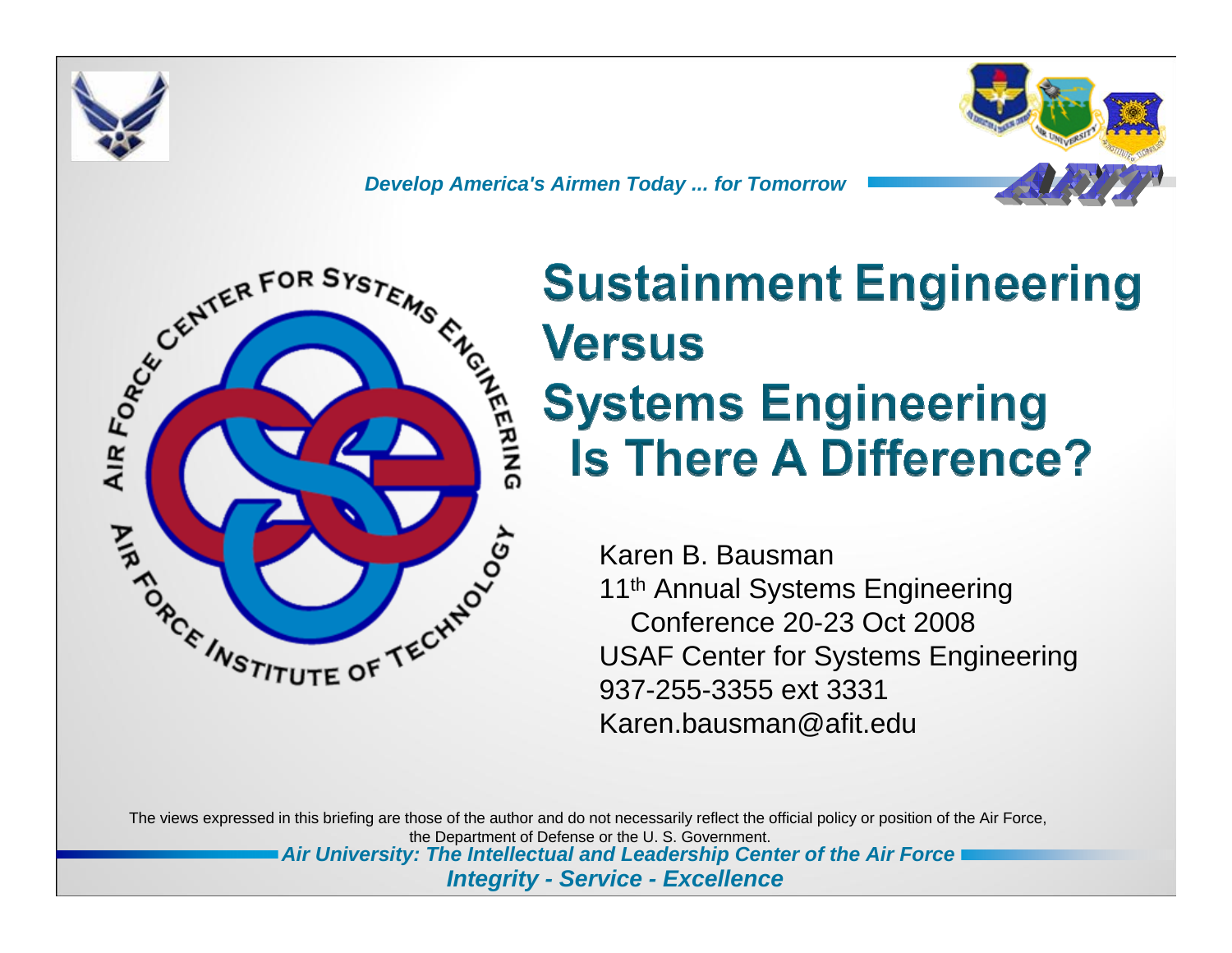*Develop America's Airmen Today ... for Tomorrow*

# Sustainment Engineering Versus Systems Engineering Is There A Difference?

Karen B. Bausman
11th Annual Systems Engineering Conference 20-23 Oct 2008
USAF Center for Systems Engineering
937-255-3355 ext 3331
Karen.bausman@afit.edu

The views expressed in this briefing are those of the author and do not necessarily reflect the official policy or position of the Air Force, the Department of Defense or the U. S. Government.

*Air University: The Intellectual and Leadership Center of the Air Force*

*Integrity - Service - Excellence*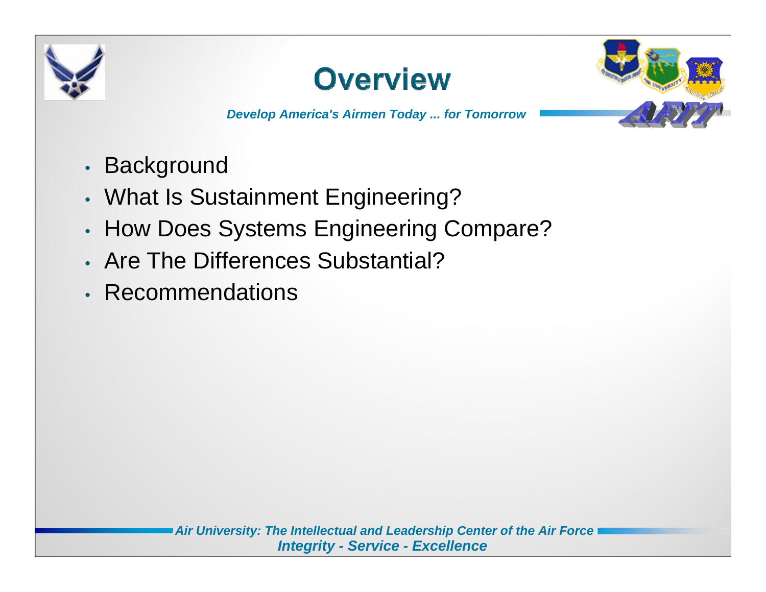# Overview

*Develop America's Airmen Today ... for Tomorrow*

- Background
- What Is Sustainment Engineering?
- How Does Systems Engineering Compare?
- Are The Differences Substantial?
- Recommendations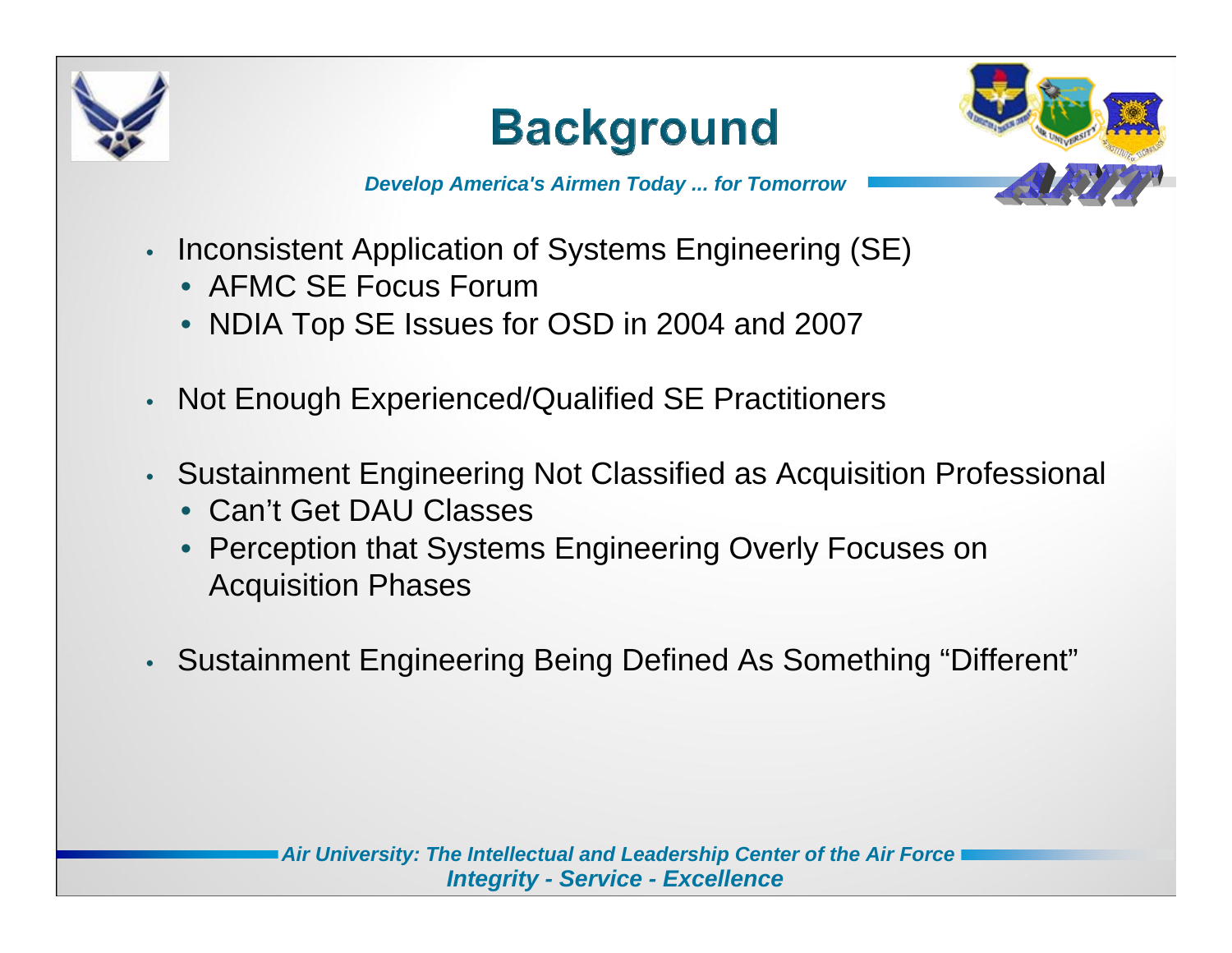# Background

*Develop America's Airmen Today ... for Tomorrow*

- Inconsistent Application of Systems Engineering (SE)
  - AFMC SE Focus Forum
  - NDIA Top SE Issues for OSD in 2004 and 2007
- Not Enough Experienced/Qualified SE Practitioners
- Sustainment Engineering Not Classified as Acquisition Professional
  - Can't Get DAU Classes
  - Perception that Systems Engineering Overly Focuses on Acquisition Phases
- Sustainment Engineering Being Defined As Something "Different"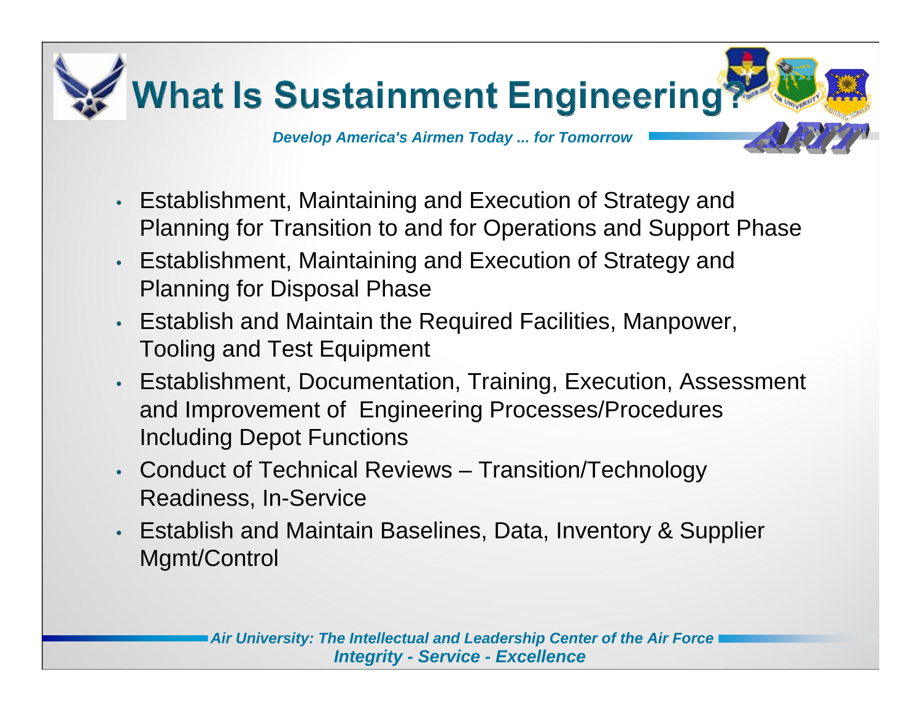# What Is Sustainment Engineering?

*Develop America's Airmen Today ... for Tomorrow*

- Establishment, Maintaining and Execution of Strategy and Planning for Transition to and for Operations and Support Phase
- Establishment, Maintaining and Execution of Strategy and Planning for Disposal Phase
- Establish and Maintain the Required Facilities, Manpower, Tooling and Test Equipment
- Establishment, Documentation, Training, Execution, Assessment and Improvement of Engineering Processes/Procedures Including Depot Functions
- Conduct of Technical Reviews – Transition/Technology Readiness, In-Service
- Establish and Maintain Baselines, Data, Inventory & Supplier Mgmt/Control

*Air University: The Intellectual and Leadership Center of the Air Force*
*Integrity - Service - Excellence*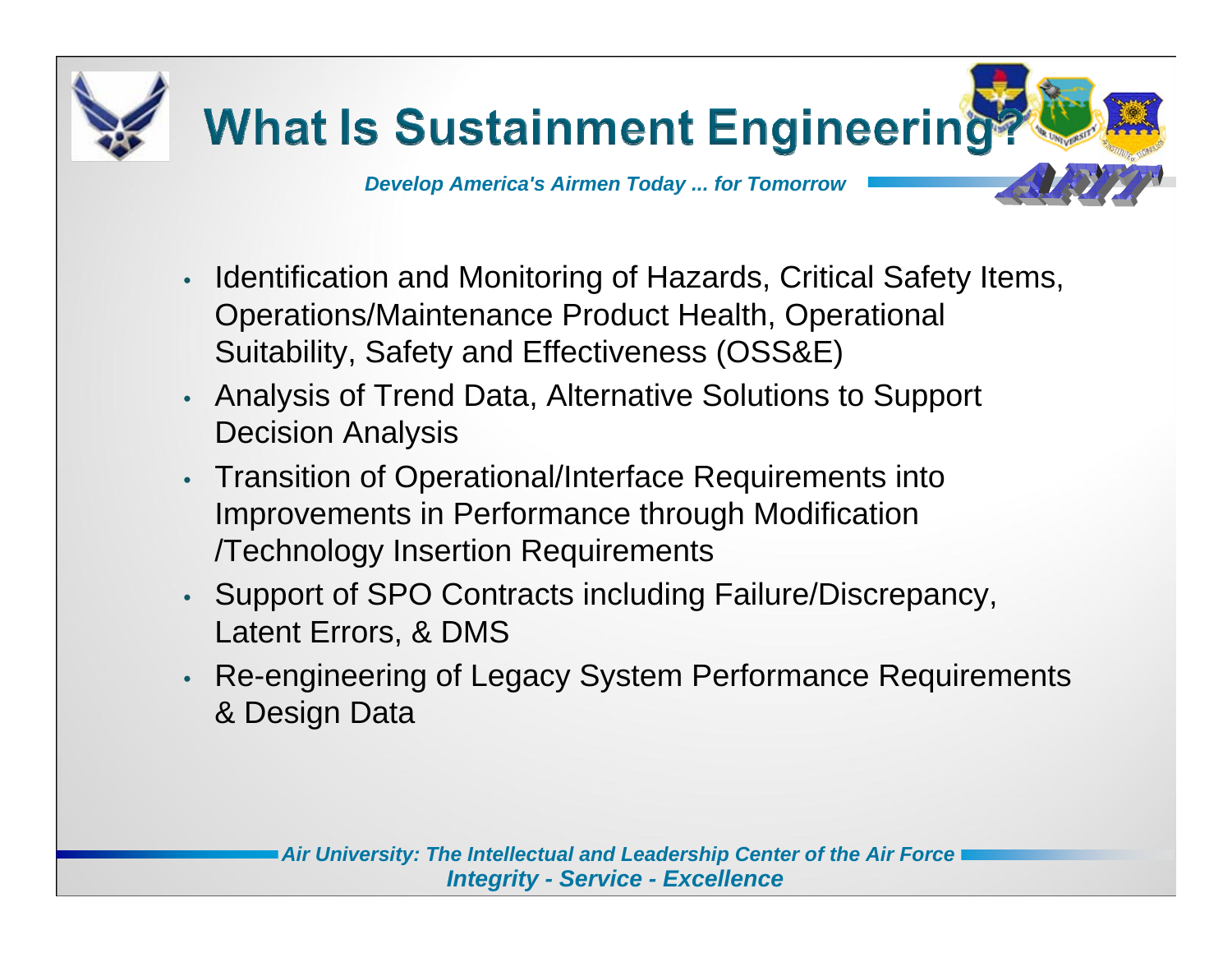# What Is Sustainment Engineering?

*Develop America's Airmen Today ... for Tomorrow*

- Identification and Monitoring of Hazards, Critical Safety Items, Operations/Maintenance Product Health, Operational Suitability, Safety and Effectiveness (OSS&E)
- Analysis of Trend Data, Alternative Solutions to Support Decision Analysis
- Transition of Operational/Interface Requirements into Improvements in Performance through Modification /Technology Insertion Requirements
- Support of SPO Contracts including Failure/Discrepancy, Latent Errors, & DMS
- Re-engineering of Legacy System Performance Requirements & Design Data

*Air University: The Intellectual and Leadership Center of the Air Force*
*Integrity - Service - Excellence*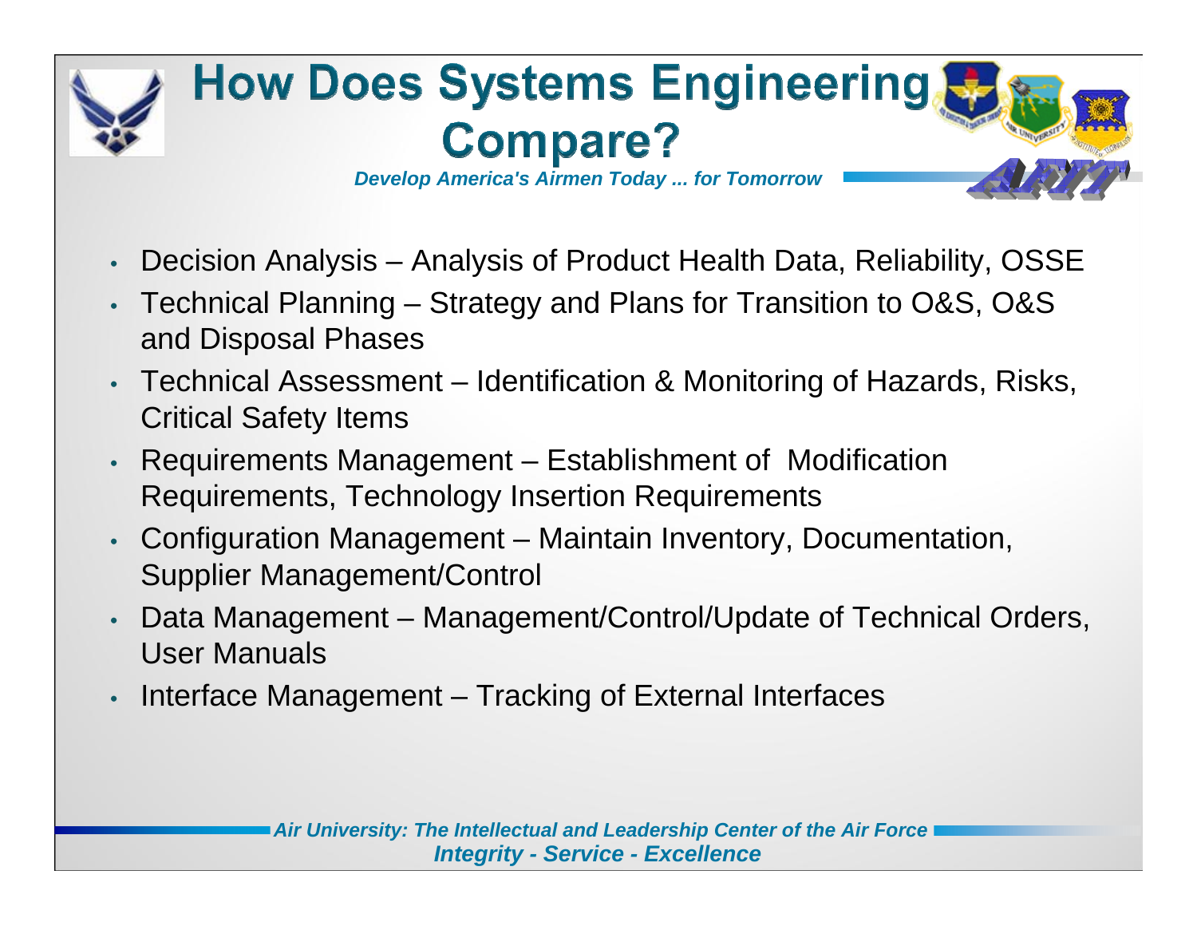# How Does Systems Engineering Compare?

*Develop America's Airmen Today ... for Tomorrow*

- Decision Analysis – Analysis of Product Health Data, Reliability, OSSE
- Technical Planning – Strategy and Plans for Transition to O&S, O&S and Disposal Phases
- Technical Assessment – Identification & Monitoring of Hazards, Risks, Critical Safety Items
- Requirements Management – Establishment of Modification Requirements, Technology Insertion Requirements
- Configuration Management – Maintain Inventory, Documentation, Supplier Management/Control
- Data Management – Management/Control/Update of Technical Orders, User Manuals
- Interface Management – Tracking of External Interfaces

*Air University: The Intellectual and Leadership Center of the Air Force*
*Integrity - Service - Excellence*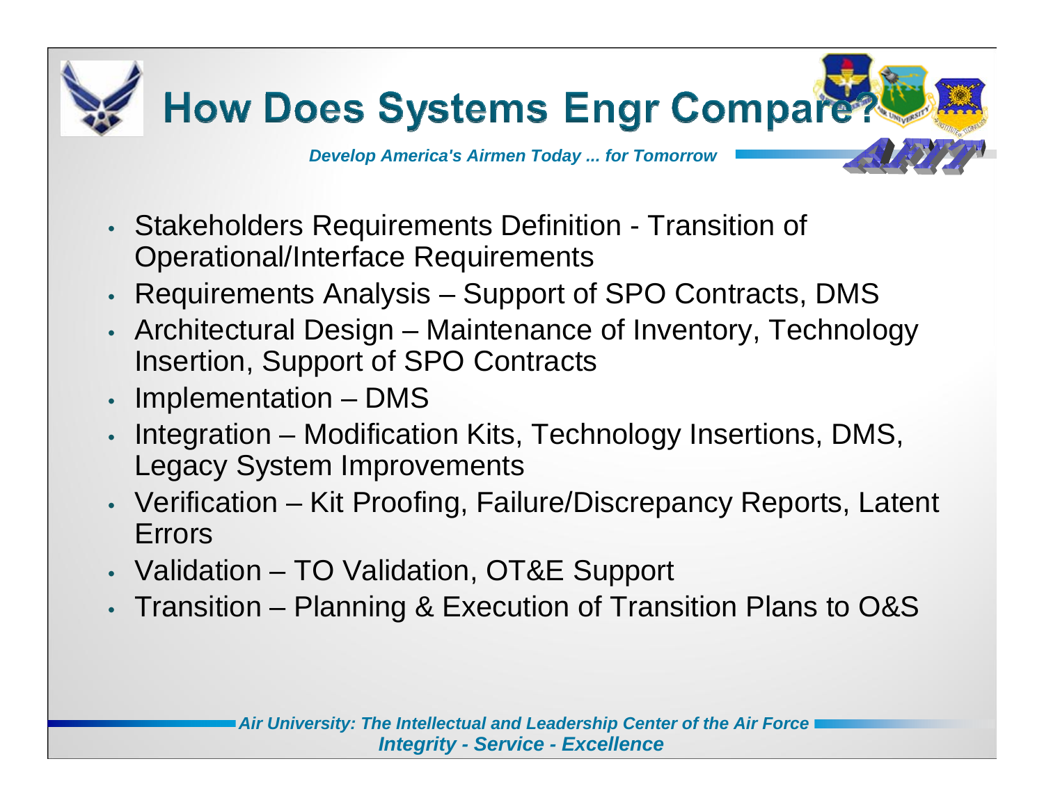# How Does Systems Engr Compare?

*Develop America's Airmen Today ... for Tomorrow*

- Stakeholders Requirements Definition - Transition of Operational/Interface Requirements
- Requirements Analysis – Support of SPO Contracts, DMS
- Architectural Design – Maintenance of Inventory, Technology Insertion, Support of SPO Contracts
- Implementation – DMS
- Integration – Modification Kits, Technology Insertions, DMS, Legacy System Improvements
- Verification – Kit Proofing, Failure/Discrepancy Reports, Latent Errors
- Validation – TO Validation, OT&E Support
- Transition – Planning & Execution of Transition Plans to O&S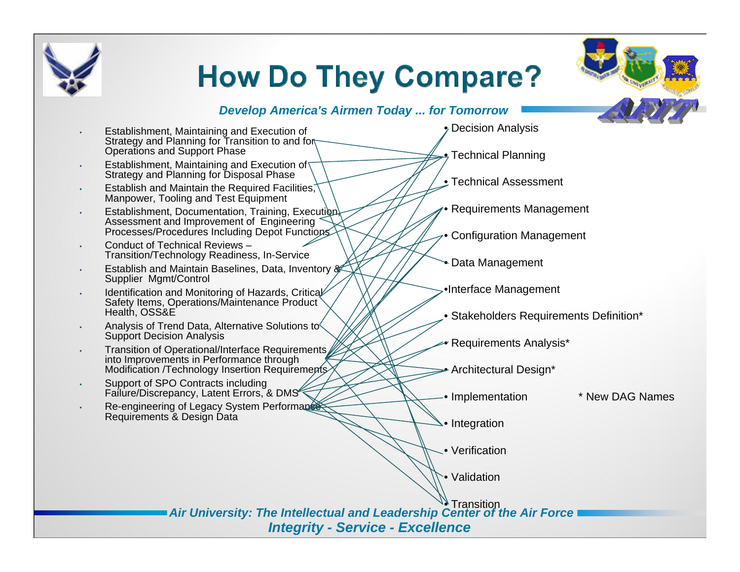# How Do They Compare?

*Develop America's Airmen Today ... for Tomorrow*

- Establishment, Maintaining and Execution of Strategy and Planning for Transition to and for Operations and Support Phase
- Establishment, Maintaining and Execution of Strategy and Planning for Disposal Phase
- Establish and Maintain the Required Facilities, Manpower, Tooling and Test Equipment
- Establishment, Documentation, Training, Execution, Assessment and Improvement of Engineering Processes/Procedures Including Depot Functions
- Conduct of Technical Reviews – Transition/Technology Readiness, In-Service
- Establish and Maintain Baselines, Data, Inventory & Supplier Mgmt/Control
- Identification and Monitoring of Hazards, Critical Safety Items, Operations/Maintenance Product Health, OSS&E
- Analysis of Trend Data, Alternative Solutions to Support Decision Analysis
- Transition of Operational/Interface Requirements into Improvements in Performance through Modification /Technology Insertion Requirements
- Support of SPO Contracts including Failure/Discrepancy, Latent Errors, & DMS
- Re-engineering of Legacy System Performance Requirements & Design Data

- Decision Analysis
- Technical Planning
- Technical Assessment
- Requirements Management
- Configuration Management
- Data Management
- Interface Management
- Stakeholders Requirements Definition*
- Requirements Analysis*
- Architectural Design*
- Implementation
- Integration
- Verification
- Validation
- Transition

\* New DAG Names

*Air University: The Intellectual and Leadership Center of the Air Force*

*Integrity - Service - Excellence*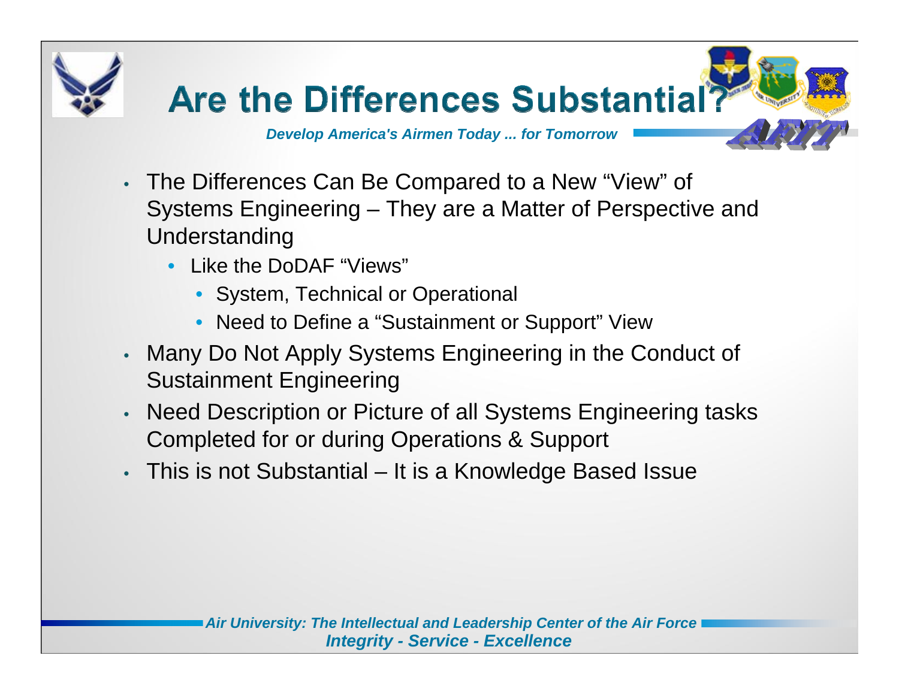# Are the Differences Substantial?

*Develop America's Airmen Today ... for Tomorrow*

- The Differences Can Be Compared to a New "View" of Systems Engineering – They are a Matter of Perspective and Understanding
  - Like the DoDAF "Views"
    - System, Technical or Operational
    - Need to Define a "Sustainment or Support" View
- Many Do Not Apply Systems Engineering in the Conduct of Sustainment Engineering
- Need Description or Picture of all Systems Engineering tasks Completed for or during Operations & Support
- This is not Substantial – It is a Knowledge Based Issue

*Air University: The Intellectual and Leadership Center of the Air Force*
*Integrity - Service - Excellence*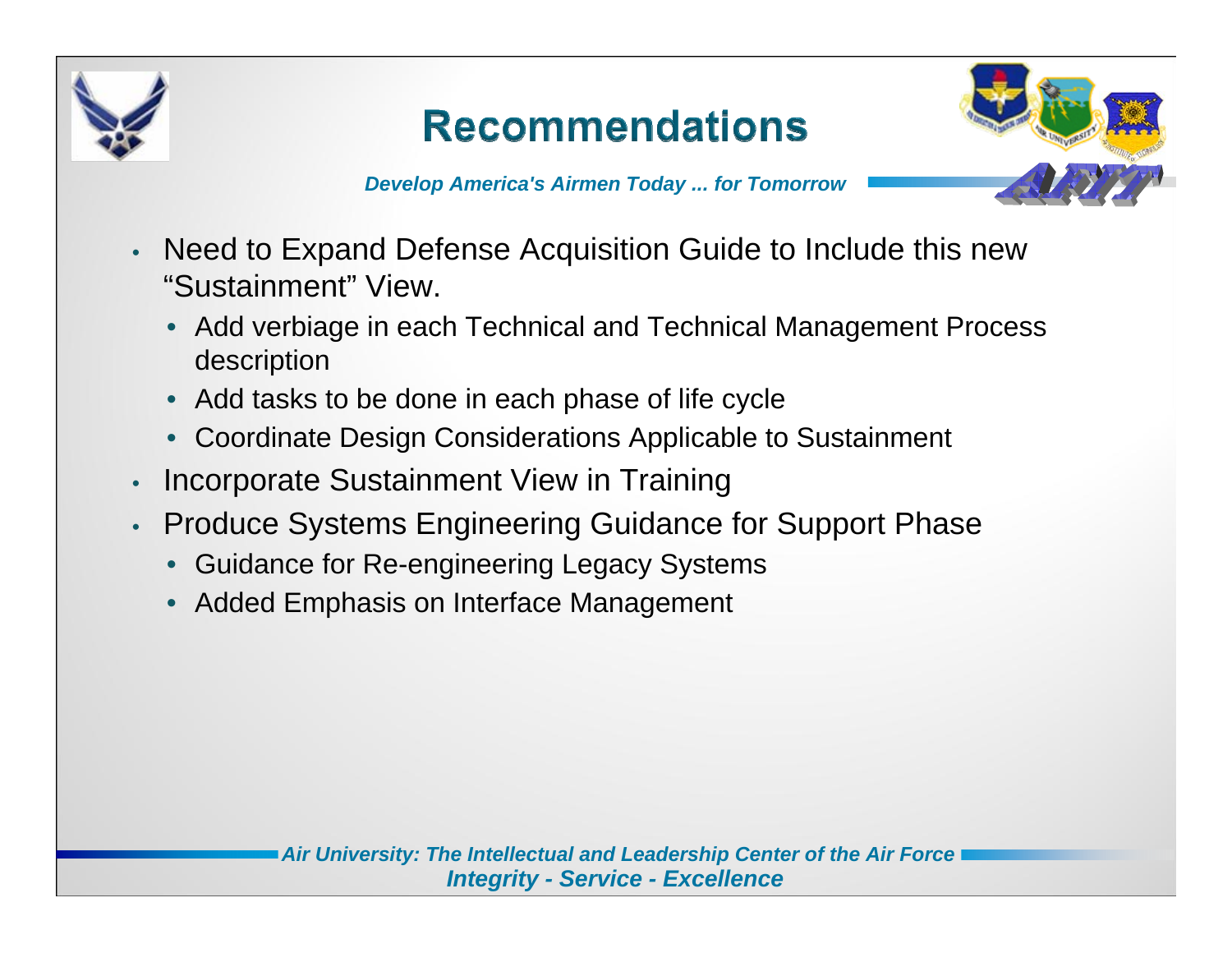# Recommendations

*Develop America's Airmen Today ... for Tomorrow*

- Need to Expand Defense Acquisition Guide to Include this new "Sustainment" View.
  - Add verbiage in each Technical and Technical Management Process description
  - Add tasks to be done in each phase of life cycle
  - Coordinate Design Considerations Applicable to Sustainment
- Incorporate Sustainment View in Training
- Produce Systems Engineering Guidance for Support Phase
  - Guidance for Re-engineering Legacy Systems
  - Added Emphasis on Interface Management

*Air University: The Intellectual and Leadership Center of the Air Force*
*Integrity - Service - Excellence*